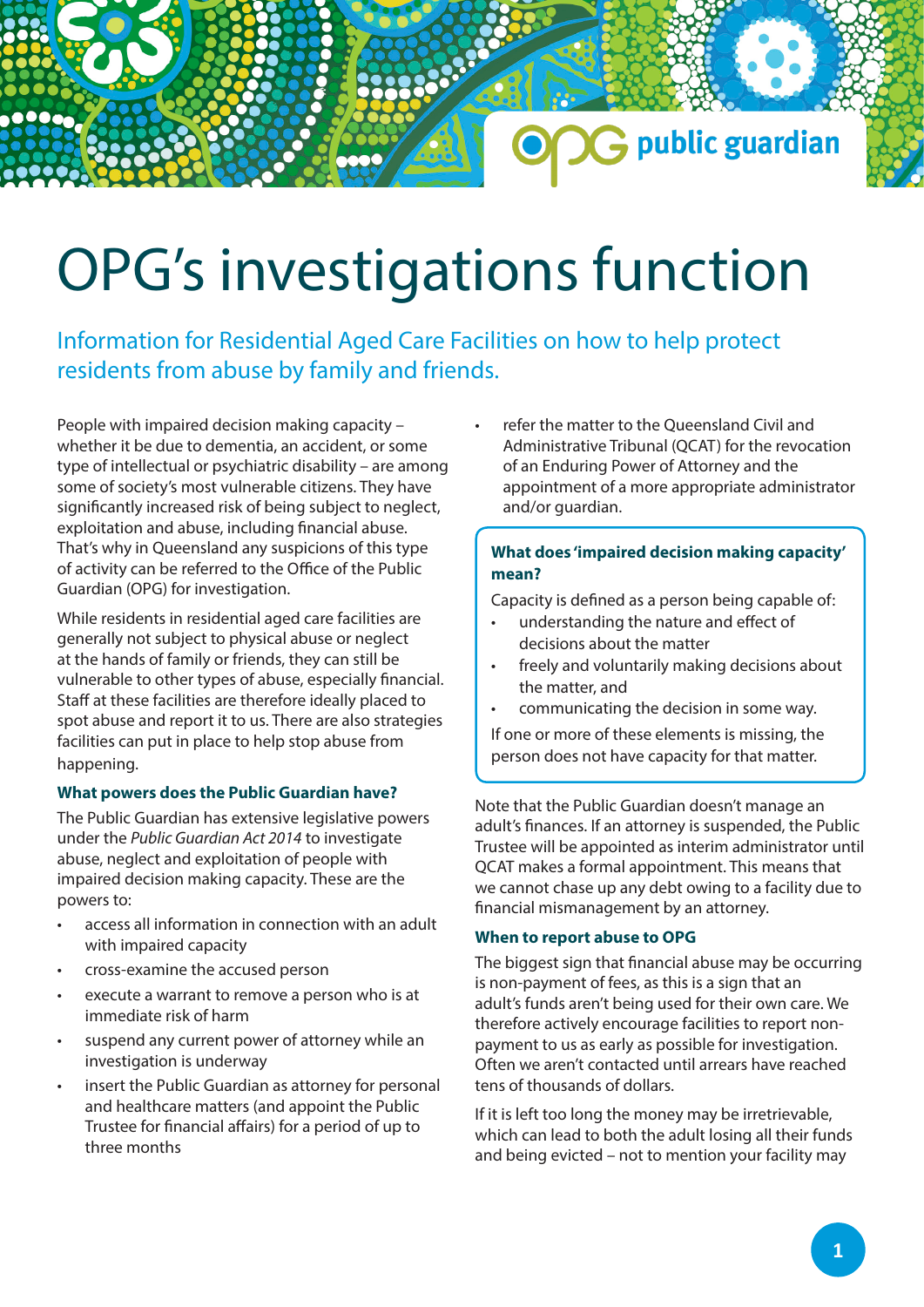# OPG's investigations function

## Information for Residential Aged Care Facilities on how to help protect residents from abuse by family and friends.

People with impaired decision making capacity – whether it be due to dementia, an accident, or some type of intellectual or psychiatric disability – are among some of society's most vulnerable citizens. They have significantly increased risk of being subject to neglect, exploitation and abuse, including financial abuse. That's why in Queensland any suspicions of this type of activity can be referred to the Office of the Public Guardian (OPG) for investigation.

While residents in residential aged care facilities are generally not subject to physical abuse or neglect at the hands of family or friends, they can still be vulnerable to other types of abuse, especially financial. Staff at these facilities are therefore ideally placed to spot abuse and report it to us. There are also strategies facilities can put in place to help stop abuse from happening.

### What powers does the Public Guardian have?

The Public Guardian has extensive legislative powers under the *Public Guardian Act 2014* to investigate abuse, neglect and exploitation of people with impaired decision making capacity. These are the powers to:

- access all information in connection with an adult with impaired capacity
- cross-examine the accused person
- execute a warrant to remove a person who is at immediate risk of harm
- suspend any current power of attorney while an investigation is underway
- insert the Public Guardian as attorney for personal and healthcare matters (and appoint the Public Trustee for financial affairs) for a period of up to three months
- refer the matter to the Queensland Civil and Administrative Tribunal (QCAT) for the revocation of an Enduring Power of Attorney and the appointment of a more appropriate administrator and/or guardian.

> **What does 'impaired decision making capacity' mean?**
>
> Capacity is defined as a person being capable of:
>
> - understanding the nature and effect of decisions about the matter
> - freely and voluntarily making decisions about the matter, and
> - communicating the decision in some way.
>
> If one or more of these elements is missing, the person does not have capacity for that matter.

Note that the Public Guardian doesn't manage an adult's finances. If an attorney is suspended, the Public Trustee will be appointed as interim administrator until QCAT makes a formal appointment. This means that we cannot chase up any debt owing to a facility due to financial mismanagement by an attorney.

### When to report abuse to OPG

The biggest sign that financial abuse may be occurring is non-payment of fees, as this is a sign that an adult's funds aren't being used for their own care. We therefore actively encourage facilities to report non-payment to us as early as possible for investigation. Often we aren't contacted until arrears have reached tens of thousands of dollars.

If it is left too long the money may be irretrievable, which can lead to both the adult losing all their funds and being evicted – not to mention your facility may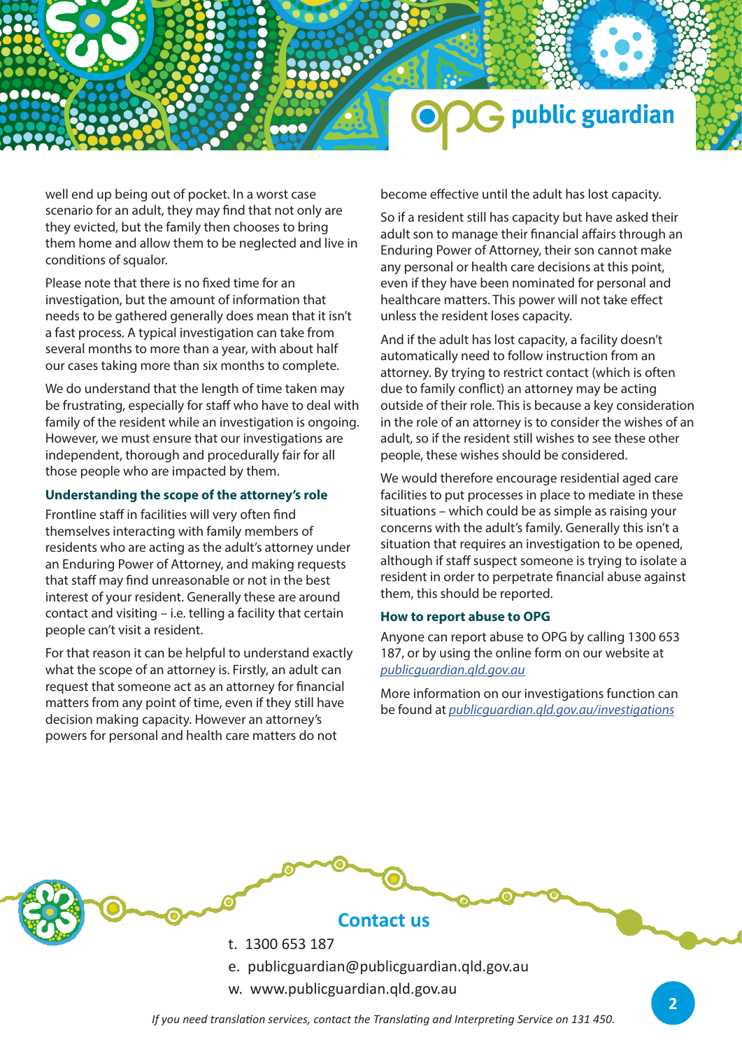well end up being out of pocket. In a worst case scenario for an adult, they may find that not only are they evicted, but the family then chooses to bring them home and allow them to be neglected and live in conditions of squalor.

Please note that there is no fixed time for an investigation, but the amount of information that needs to be gathered generally does mean that it isn't a fast process. A typical investigation can take from several months to more than a year, with about half our cases taking more than six months to complete.

We do understand that the length of time taken may be frustrating, especially for staff who have to deal with family of the resident while an investigation is ongoing. However, we must ensure that our investigations are independent, thorough and procedurally fair for all those people who are impacted by them.

### Understanding the scope of the attorney's role

Frontline staff in facilities will very often find themselves interacting with family members of residents who are acting as the adult's attorney under an Enduring Power of Attorney, and making requests that staff may find unreasonable or not in the best interest of your resident. Generally these are around contact and visiting – i.e. telling a facility that certain people can't visit a resident.

For that reason it can be helpful to understand exactly what the scope of an attorney is. Firstly, an adult can request that someone act as an attorney for financial matters from any point of time, even if they still have decision making capacity. However an attorney's powers for personal and health care matters do not become effective until the adult has lost capacity.

So if a resident still has capacity but have asked their adult son to manage their financial affairs through an Enduring Power of Attorney, their son cannot make any personal or health care decisions at this point, even if they have been nominated for personal and healthcare matters. This power will not take effect unless the resident loses capacity.

And if the adult has lost capacity, a facility doesn't automatically need to follow instruction from an attorney. By trying to restrict contact (which is often due to family conflict) an attorney may be acting outside of their role. This is because a key consideration in the role of an attorney is to consider the wishes of an adult, so if the resident still wishes to see these other people, these wishes should be considered.

We would therefore encourage residential aged care facilities to put processes in place to mediate in these situations – which could be as simple as raising your concerns with the adult's family. Generally this isn't a situation that requires an investigation to be opened, although if staff suspect someone is trying to isolate a resident in order to perpetrate financial abuse against them, this should be reported.

### How to report abuse to OPG

Anyone can report abuse to OPG by calling 1300 653 187, or by using the online form on our website at [publicguardian.qld.gov.au](publicguardian.qld.gov.au)

More information on our investigations function can be found at [publicguardian.qld.gov.au/investigations](publicguardian.qld.gov.au/investigations)

## Contact us

t. 1300 653 187

e. publicguardian@publicguardian.qld.gov.au

w. www.publicguardian.qld.gov.au

*If you need translation services, contact the Translating and Interpreting Service on 131 450.*